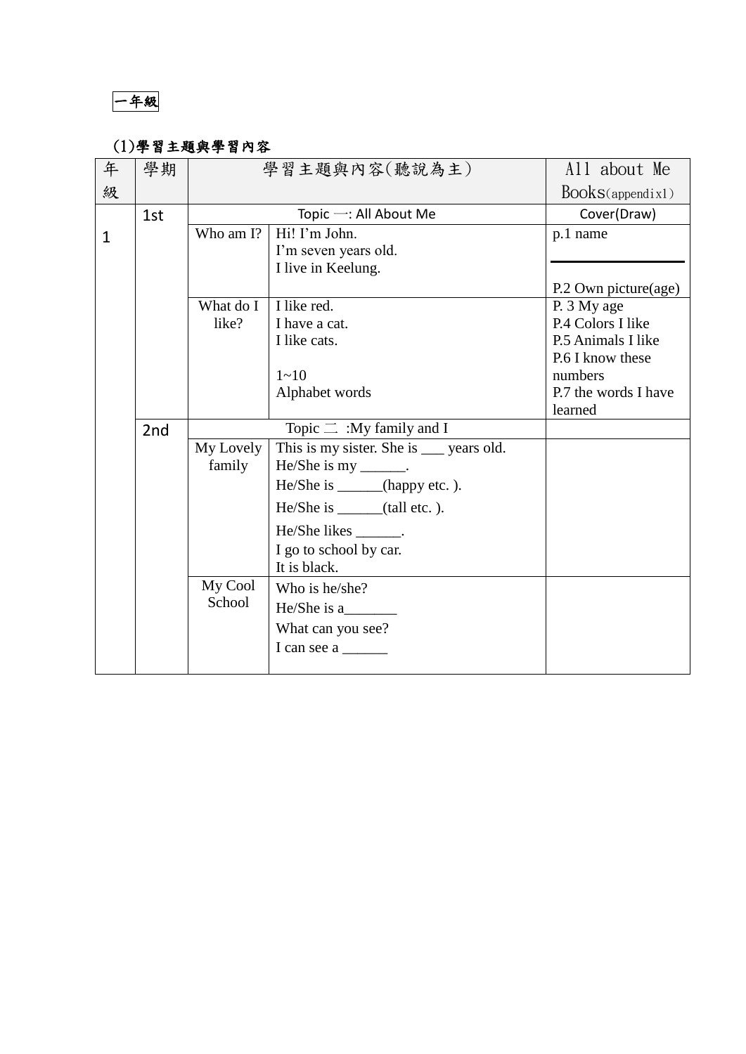**一年級**

(1)學習主題與學習內容

| 年級 | 學期 | 學習主題與內容(聽說為主) | | All about Me Books(appendix1) |
|---|---|---|---|---|
| 1 | 1st | Topic 一: All About Me | | Cover(Draw) |
| | | Who am I? | Hi! I'm John.<br>I'm seven years old.<br>I live in Keelung. | p.1 name<br>P.2 Own picture(age) |
| | | What do I like? | I like red.<br>I have a cat.<br>I like cats.<br><br>1~10<br>Alphabet words | P. 3 My age<br>P.4 Colors I like<br>P.5 Animals I like<br>P.6 I know these numbers<br>P.7 the words I have learned |
| | 2nd | Topic 二 :My family and I | | |
| | | My Lovely family | This is my sister. She is ___ years old.<br>He/She is my ______.<br>He/She is ______(happy etc. ).<br>He/She is ______(tall etc. ).<br>He/She likes ______.<br>I go to school by car.<br>It is black. | |
| | | My Cool School | Who is he/she?<br>He/She is a_______<br>What can you see?<br>I can see a ______ | |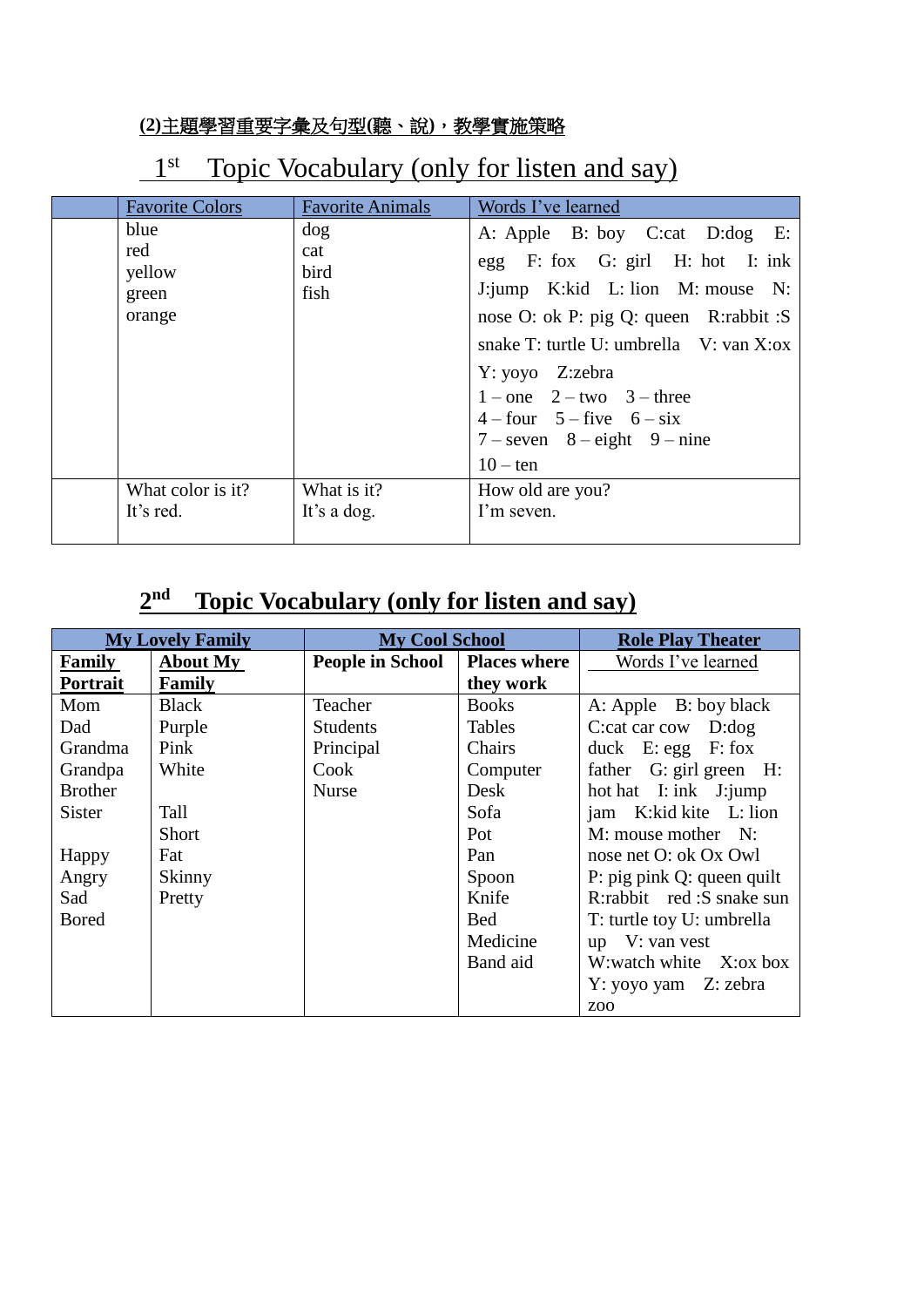**(2)主題學習重要字彙及句型(聽、說)，教學實施策略**

## 1st Topic Vocabulary (only for listen and say)

| | Favorite Colors | Favorite Animals | Words I've learned |
|---|---|---|---|
| | blue<br>red<br>yellow<br>green<br>orange | dog<br>cat<br>bird<br>fish | A: Apple B: boy C:cat D:dog E: egg F: fox G: girl H: hot I: ink J:jump K:kid L: lion M: mouse N: nose O: ok P: pig Q: queen R:rabbit :S snake T: turtle U: umbrella V: van X:ox Y: yoyo Z:zebra<br>1 – one 2 – two 3 – three<br>4 – four 5 – five 6 – six<br>7 – seven 8 – eight 9 – nine<br>10 – ten |
| | What color is it?<br>It's red. | What is it?<br>It's a dog. | How old are you?<br>I'm seven. |

## 2nd Topic Vocabulary (only for listen and say)

| **My Lovely Family** | | **My Cool School** | | **Role Play Theater** |
|---|---|---|---|---|
| **Family Portrait** | **About My Family** | **People in School** | **Places where they work** | Words I've learned |
| Mom<br>Dad<br>Grandma<br>Grandpa<br>Brother<br>Sister<br><br>Happy<br>Angry<br>Sad<br>Bored | Black<br>Purple<br>Pink<br>White<br><br>Tall<br>Short<br>Fat<br>Skinny<br>Pretty | Teacher<br>Students<br>Principal<br>Cook<br>Nurse | Books<br>Tables<br>Chairs<br>Computer<br>Desk<br>Sofa<br>Pot<br>Pan<br>Spoon<br>Knife<br>Bed<br>Medicine<br>Band aid | A: Apple B: boy black C:cat car cow D:dog duck E: egg F: fox father G: girl green H: hot hat I: ink J:jump jam K:kid kite L: lion M: mouse mother N: nose net O: ok Ox Owl P: pig pink Q: queen quilt R:rabbit red :S snake sun T: turtle toy U: umbrella up V: van vest W:watch white X:ox box Y: yoyo yam Z: zebra zoo |